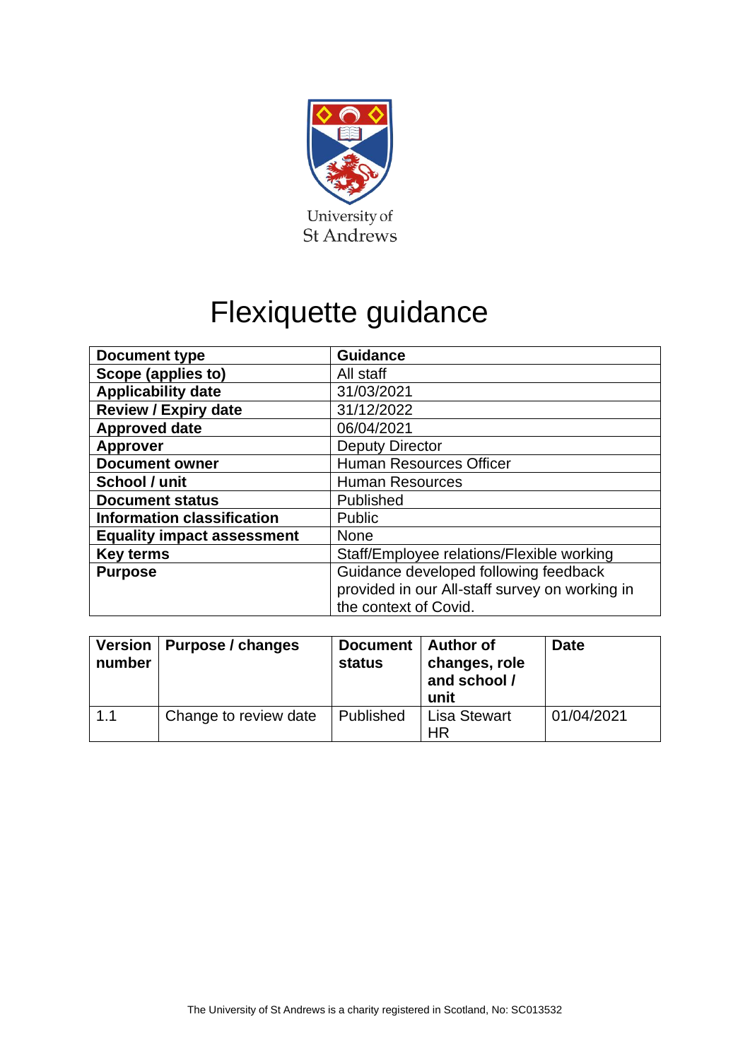# Flexiquette guidance

| Document type | Guidance |
|---|---|
| Scope (applies to) | All staff |
| Applicability date | 31/03/2021 |
| Review / Expiry date | 31/12/2022 |
| Approved date | 06/04/2021 |
| Approver | Deputy Director |
| Document owner | Human Resources Officer |
| School / unit | Human Resources |
| Document status | Published |
| Information classification | Public |
| Equality impact assessment | None |
| Key terms | Staff/Employee relations/Flexible working |
| Purpose | Guidance developed following feedback provided in our All-staff survey on working in the context of Covid. |

| Version number | Purpose / changes | Document status | Author of changes, role and school / unit | Date |
|---|---|---|---|---|
| 1.1 | Change to review date | Published | Lisa Stewart HR | 01/04/2021 |

The University of St Andrews is a charity registered in Scotland, No: SC013532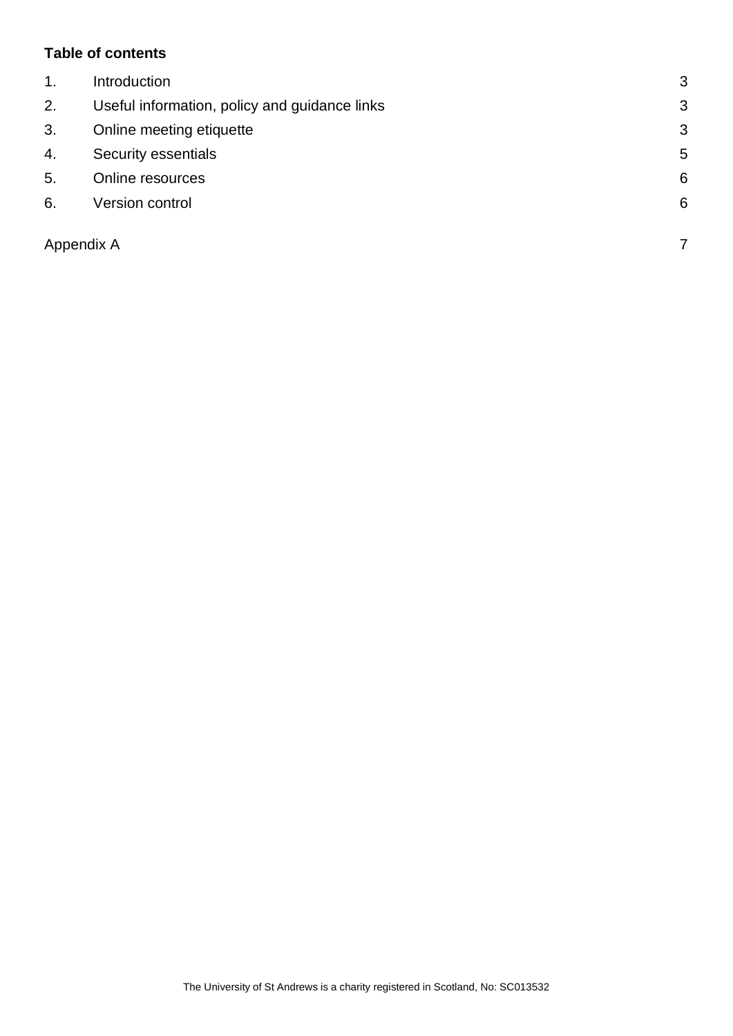**Table of contents**

| | | |
|---|---|---|
| 1. | Introduction | 3 |
| 2. | Useful information, policy and guidance links | 3 |
| 3. | Online meeting etiquette | 3 |
| 4. | Security essentials | 5 |
| 5. | Online resources | 6 |
| 6. | Version control | 6 |
| Appendix A | | 7 |

The University of St Andrews is a charity registered in Scotland, No: SC013532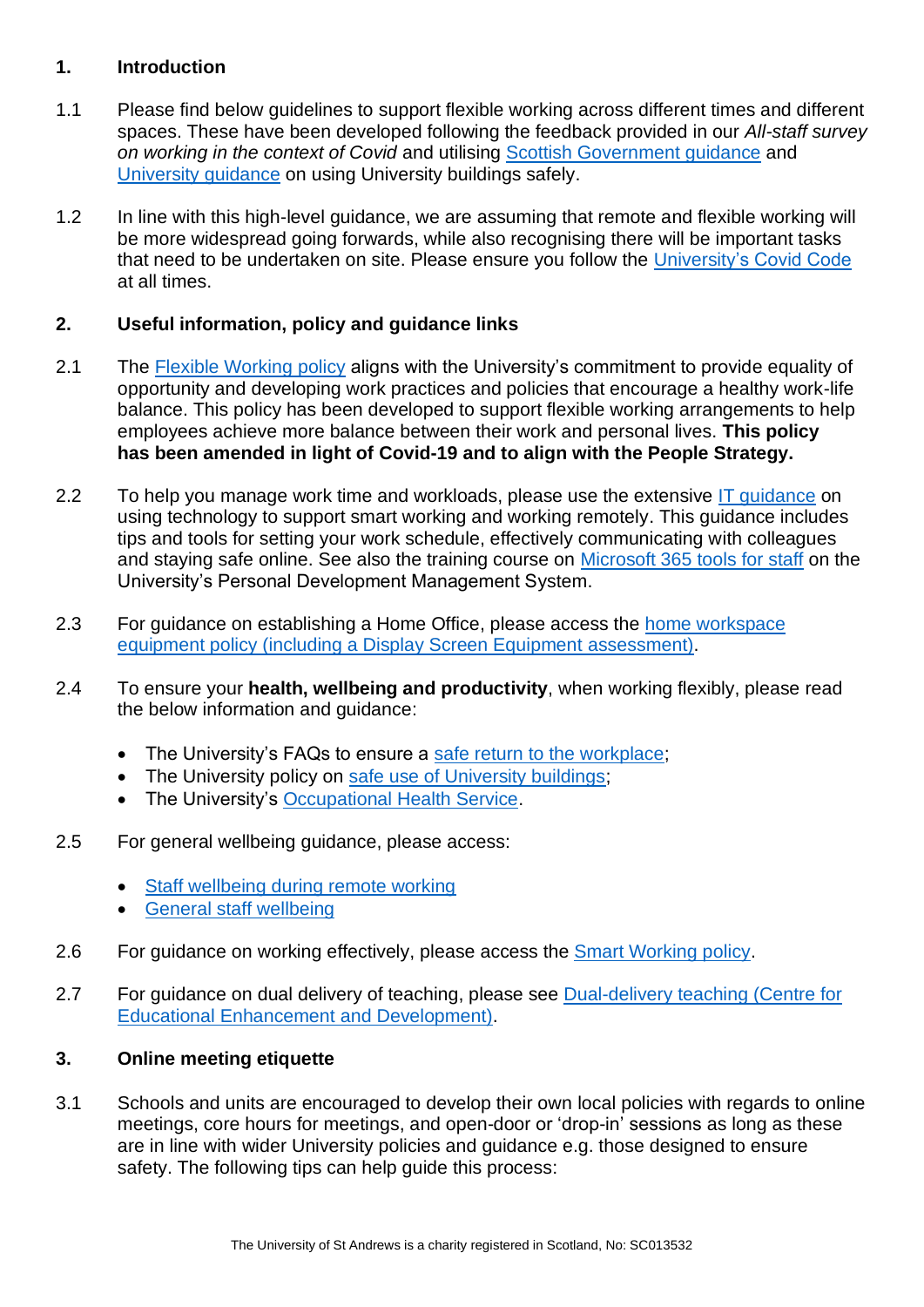## 1. Introduction

1.1 Please find below guidelines to support flexible working across different times and different spaces. These have been developed following the feedback provided in our *All-staff survey on working in the context of Covid* and utilising Scottish Government guidance and University guidance on using University buildings safely.

1.2 In line with this high-level guidance, we are assuming that remote and flexible working will be more widespread going forwards, while also recognising there will be important tasks that need to be undertaken on site. Please ensure you follow the University's Covid Code at all times.

## 2. Useful information, policy and guidance links

2.1 The Flexible Working policy aligns with the University's commitment to provide equality of opportunity and developing work practices and policies that encourage a healthy work-life balance. This policy has been developed to support flexible working arrangements to help employees achieve more balance between their work and personal lives. **This policy has been amended in light of Covid-19 and to align with the People Strategy.**

2.2 To help you manage work time and workloads, please use the extensive IT guidance on using technology to support smart working and working remotely. This guidance includes tips and tools for setting your work schedule, effectively communicating with colleagues and staying safe online. See also the training course on Microsoft 365 tools for staff on the University's Personal Development Management System.

2.3 For guidance on establishing a Home Office, please access the home workspace equipment policy (including a Display Screen Equipment assessment).

2.4 To ensure your **health, wellbeing and productivity**, when working flexibly, please read the below information and guidance:

- The University's FAQs to ensure a safe return to the workplace;
- The University policy on safe use of University buildings;
- The University's Occupational Health Service.

2.5 For general wellbeing guidance, please access:

- Staff wellbeing during remote working
- General staff wellbeing

2.6 For guidance on working effectively, please access the Smart Working policy.

2.7 For guidance on dual delivery of teaching, please see Dual-delivery teaching (Centre for Educational Enhancement and Development).

## 3. Online meeting etiquette

3.1 Schools and units are encouraged to develop their own local policies with regards to online meetings, core hours for meetings, and open-door or 'drop-in' sessions as long as these are in line with wider University policies and guidance e.g. those designed to ensure safety. The following tips can help guide this process: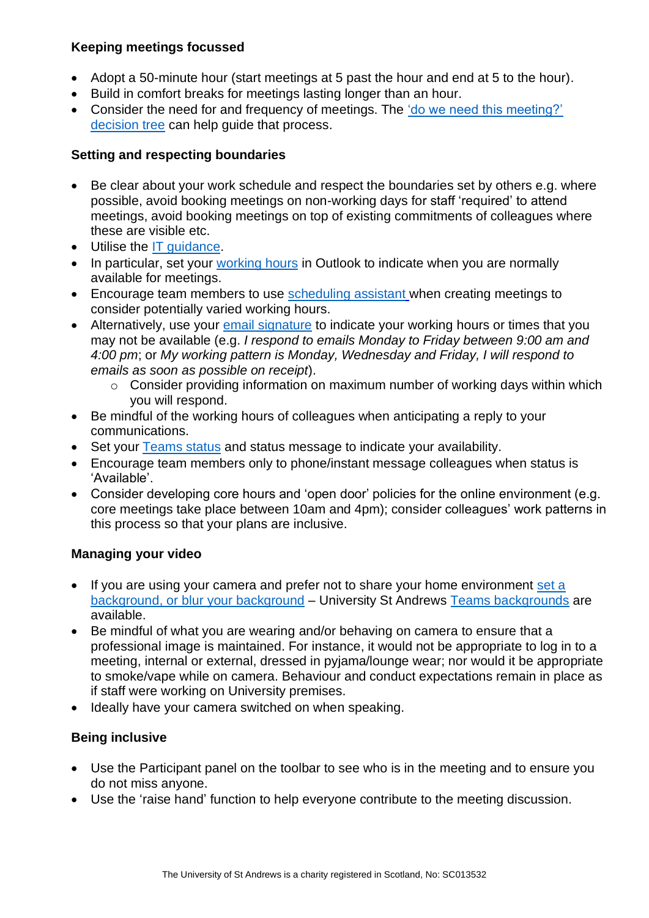**Keeping meetings focussed**

- Adopt a 50-minute hour (start meetings at 5 past the hour and end at 5 to the hour).
- Build in comfort breaks for meetings lasting longer than an hour.
- Consider the need for and frequency of meetings. The 'do we need this meeting?' decision tree can help guide that process.

**Setting and respecting boundaries**

- Be clear about your work schedule and respect the boundaries set by others e.g. where possible, avoid booking meetings on non-working days for staff 'required' to attend meetings, avoid booking meetings on top of existing commitments of colleagues where these are visible etc.
- Utilise the IT guidance.
- In particular, set your working hours in Outlook to indicate when you are normally available for meetings.
- Encourage team members to use scheduling assistant when creating meetings to consider potentially varied working hours.
- Alternatively, use your email signature to indicate your working hours or times that you may not be available (e.g. *I respond to emails Monday to Friday between 9:00 am and 4:00 pm*; or *My working pattern is Monday, Wednesday and Friday, I will respond to emails as soon as possible on receipt*).
    - Consider providing information on maximum number of working days within which you will respond.
- Be mindful of the working hours of colleagues when anticipating a reply to your communications.
- Set your Teams status and status message to indicate your availability.
- Encourage team members only to phone/instant message colleagues when status is 'Available'.
- Consider developing core hours and 'open door' policies for the online environment (e.g. core meetings take place between 10am and 4pm); consider colleagues' work patterns in this process so that your plans are inclusive.

**Managing your video**

- If you are using your camera and prefer not to share your home environment set a background, or blur your background – University St Andrews Teams backgrounds are available.
- Be mindful of what you are wearing and/or behaving on camera to ensure that a professional image is maintained. For instance, it would not be appropriate to log in to a meeting, internal or external, dressed in pyjama/lounge wear; nor would it be appropriate to smoke/vape while on camera. Behaviour and conduct expectations remain in place as if staff were working on University premises.
- Ideally have your camera switched on when speaking.

**Being inclusive**

- Use the Participant panel on the toolbar to see who is in the meeting and to ensure you do not miss anyone.
- Use the 'raise hand' function to help everyone contribute to the meeting discussion.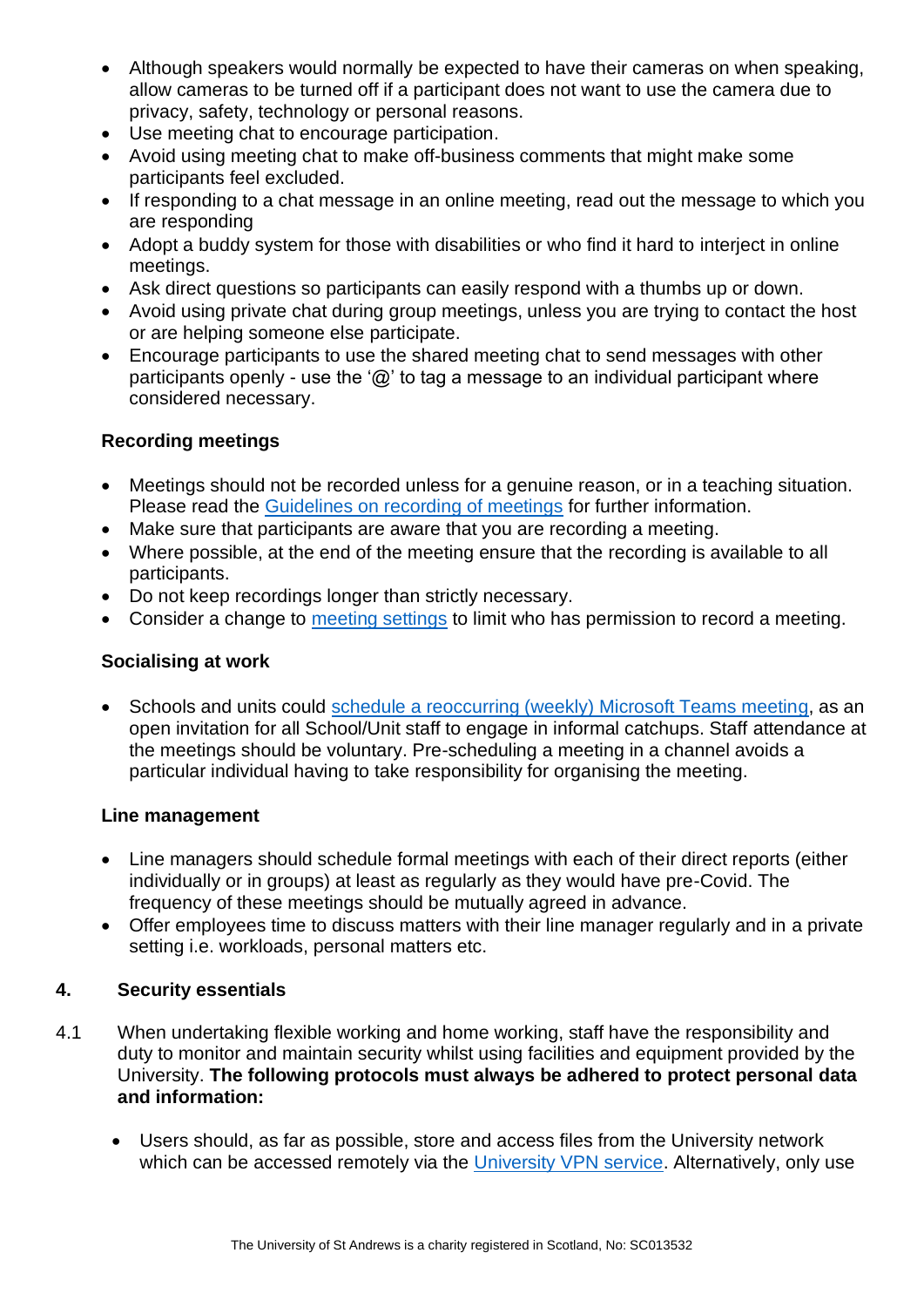- Although speakers would normally be expected to have their cameras on when speaking, allow cameras to be turned off if a participant does not want to use the camera due to privacy, safety, technology or personal reasons.
- Use meeting chat to encourage participation.
- Avoid using meeting chat to make off-business comments that might make some participants feel excluded.
- If responding to a chat message in an online meeting, read out the message to which you are responding
- Adopt a buddy system for those with disabilities or who find it hard to interject in online meetings.
- Ask direct questions so participants can easily respond with a thumbs up or down.
- Avoid using private chat during group meetings, unless you are trying to contact the host or are helping someone else participate.
- Encourage participants to use the shared meeting chat to send messages with other participants openly - use the '@' to tag a message to an individual participant where considered necessary.

**Recording meetings**

- Meetings should not be recorded unless for a genuine reason, or in a teaching situation. Please read the Guidelines on recording of meetings for further information.
- Make sure that participants are aware that you are recording a meeting.
- Where possible, at the end of the meeting ensure that the recording is available to all participants.
- Do not keep recordings longer than strictly necessary.
- Consider a change to meeting settings to limit who has permission to record a meeting.

**Socialising at work**

- Schools and units could schedule a reoccurring (weekly) Microsoft Teams meeting, as an open invitation for all School/Unit staff to engage in informal catchups. Staff attendance at the meetings should be voluntary. Pre-scheduling a meeting in a channel avoids a particular individual having to take responsibility for organising the meeting.

**Line management**

- Line managers should schedule formal meetings with each of their direct reports (either individually or in groups) at least as regularly as they would have pre-Covid. The frequency of these meetings should be mutually agreed in advance.
- Offer employees time to discuss matters with their line manager regularly and in a private setting i.e. workloads, personal matters etc.

## 4. Security essentials

4.1 When undertaking flexible working and home working, staff have the responsibility and duty to monitor and maintain security whilst using facilities and equipment provided by the University. **The following protocols must always be adhered to protect personal data and information:**

- Users should, as far as possible, store and access files from the University network which can be accessed remotely via the University VPN service. Alternatively, only use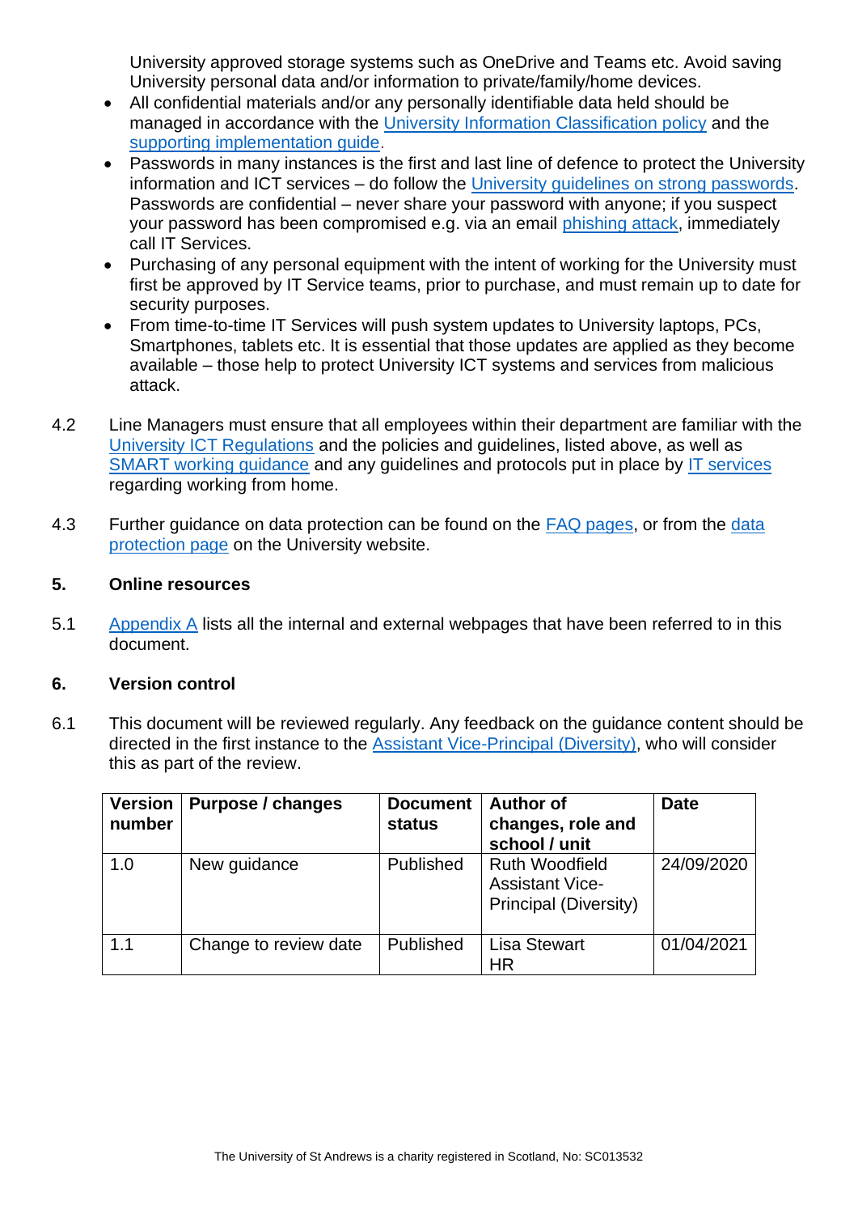University approved storage systems such as OneDrive and Teams etc. Avoid saving University personal data and/or information to private/family/home devices.

- All confidential materials and/or any personally identifiable data held should be managed in accordance with the University Information Classification policy and the supporting implementation guide.
- Passwords in many instances is the first and last line of defence to protect the University information and ICT services – do follow the University guidelines on strong passwords. Passwords are confidential – never share your password with anyone; if you suspect your password has been compromised e.g. via an email phishing attack, immediately call IT Services.
- Purchasing of any personal equipment with the intent of working for the University must first be approved by IT Service teams, prior to purchase, and must remain up to date for security purposes.
- From time-to-time IT Services will push system updates to University laptops, PCs, Smartphones, tablets etc. It is essential that those updates are applied as they become available – those help to protect University ICT systems and services from malicious attack.

4.2 Line Managers must ensure that all employees within their department are familiar with the University ICT Regulations and the policies and guidelines, listed above, as well as SMART working guidance and any guidelines and protocols put in place by IT services regarding working from home.

4.3 Further guidance on data protection can be found on the FAQ pages, or from the data protection page on the University website.

## 5. Online resources

5.1 Appendix A lists all the internal and external webpages that have been referred to in this document.

## 6. Version control

6.1 This document will be reviewed regularly. Any feedback on the guidance content should be directed in the first instance to the Assistant Vice-Principal (Diversity), who will consider this as part of the review.

| Version number | Purpose / changes | Document status | Author of changes, role and school / unit | Date |
|---|---|---|---|---|
| 1.0 | New guidance | Published | Ruth Woodfield Assistant Vice-Principal (Diversity) | 24/09/2020 |
| 1.1 | Change to review date | Published | Lisa Stewart HR | 01/04/2021 |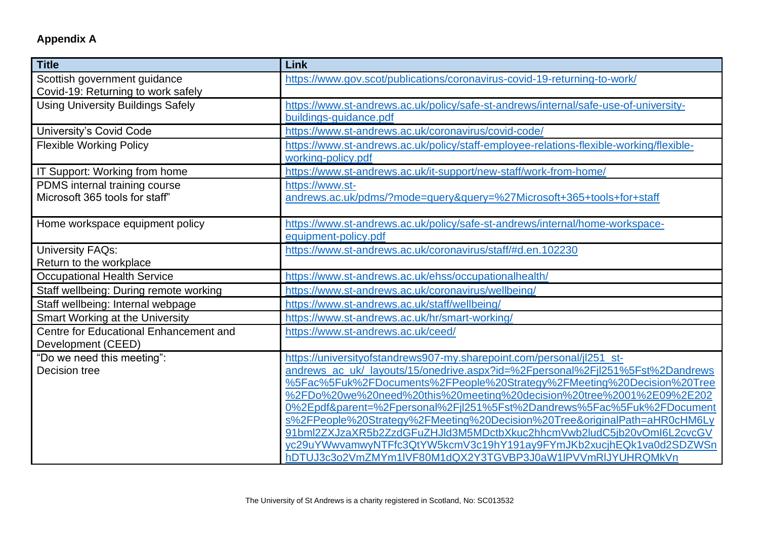**Appendix A**

| Title | Link |
|---|---|
| Scottish government guidance Covid-19: Returning to work safely | https://www.gov.scot/publications/coronavirus-covid-19-returning-to-work/ |
| Using University Buildings Safely | https://www.st-andrews.ac.uk/policy/safe-st-andrews/internal/safe-use-of-university-buildings-guidance.pdf |
| University's Covid Code | https://www.st-andrews.ac.uk/coronavirus/covid-code/ |
| Flexible Working Policy | https://www.st-andrews.ac.uk/policy/staff-employee-relations-flexible-working/flexible-working-policy.pdf |
| IT Support: Working from home | https://www.st-andrews.ac.uk/it-support/new-staff/work-from-home/ |
| PDMS internal training course Microsoft 365 tools for staff" | https://www.st-andrews.ac.uk/pdms/?mode=query&query=%27Microsoft+365+tools+for+staff |
| Home workspace equipment policy | https://www.st-andrews.ac.uk/policy/safe-st-andrews/internal/home-workspace-equipment-policy.pdf |
| University FAQs: Return to the workplace | https://www.st-andrews.ac.uk/coronavirus/staff/#d.en.102230 |
| Occupational Health Service | https://www.st-andrews.ac.uk/ehss/occupationalhealth/ |
| Staff wellbeing: During remote working | https://www.st-andrews.ac.uk/coronavirus/wellbeing/ |
| Staff wellbeing: Internal webpage | https://www.st-andrews.ac.uk/staff/wellbeing/ |
| Smart Working at the University | https://www.st-andrews.ac.uk/hr/smart-working/ |
| Centre for Educational Enhancement and Development (CEED) | https://www.st-andrews.ac.uk/ceed/ |
| "Do we need this meeting": Decision tree | https://universityofstandrews907-my.sharepoint.com/personal/jl251_st-andrews_ac_uk/_layouts/15/onedrive.aspx?id=%2Fpersonal%2Fjl251%5Fst%2Dandrews%5Fac%5Fuk%2FDocuments%2FPeople%20Strategy%2FMeeting%20Decision%20Tree%2FDo%20we%20need%20this%20meeting%20decision%20tree%2001%2E09%2E2020%2Epdf&parent=%2Fpersonal%2Fjl251%5Fst%2Dandrews%5Fac%5Fuk%2FDocuments%2FPeople%20Strategy%2FMeeting%20Decision%20Tree&originalPath=aHR0cHM6Ly91bml2ZXJzaXR5b2ZzdGFuZHJld3M5MDctbXkuc2hhcmVwb2ludC5jb20vOmI6L2cvcGVyc29uYWwvamwyNTFfc3QtYW5kcmV3c19hY191ay9FYmJKb2xucjhEQk1va0d2SDZWSnhDTUJ3c3o2VmZMYm1lVF80M1dQX2Y3TGVBP3J0aW1lPVVmRlJYUHRQMkVn |

The University of St Andrews is a charity registered in Scotland, No: SC013532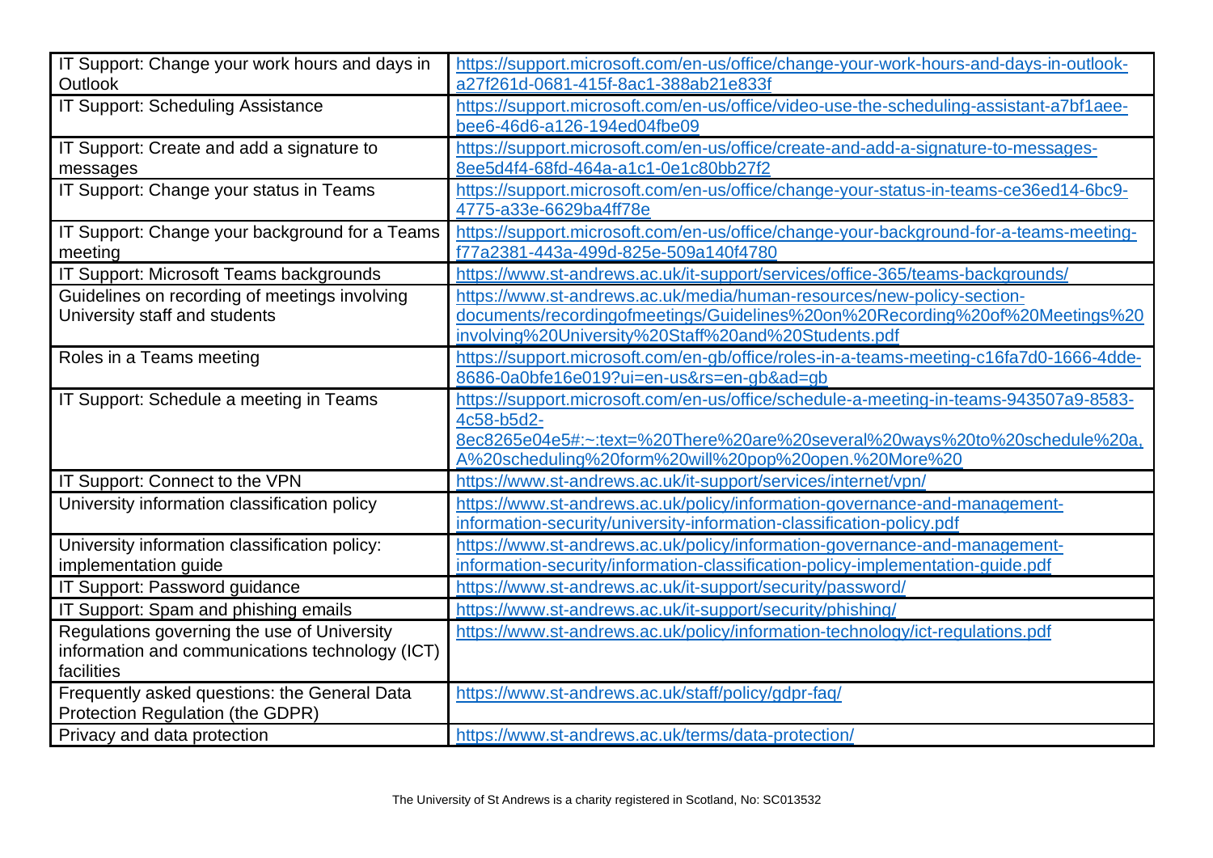| | |
|---|---|
| IT Support: Change your work hours and days in Outlook | https://support.microsoft.com/en-us/office/change-your-work-hours-and-days-in-outlook-a27f261d-0681-415f-8ac1-388ab21e833f |
| IT Support: Scheduling Assistance | https://support.microsoft.com/en-us/office/video-use-the-scheduling-assistant-a7bf1aee-bee6-46d6-a126-194ed04fbe09 |
| IT Support: Create and add a signature to messages | https://support.microsoft.com/en-us/office/create-and-add-a-signature-to-messages-8ee5d4f4-68fd-464a-a1c1-0e1c80bb27f2 |
| IT Support: Change your status in Teams | https://support.microsoft.com/en-us/office/change-your-status-in-teams-ce36ed14-6bc9-4775-a33e-6629ba4ff78e |
| IT Support: Change your background for a Teams meeting | https://support.microsoft.com/en-us/office/change-your-background-for-a-teams-meeting-f77a2381-443a-499d-825e-509a140f4780 |
| IT Support: Microsoft Teams backgrounds | https://www.st-andrews.ac.uk/it-support/services/office-365/teams-backgrounds/ |
| Guidelines on recording of meetings involving University staff and students | https://www.st-andrews.ac.uk/media/human-resources/new-policy-section-documents/recordingofmeetings/Guidelines%20on%20Recording%20of%20Meetings%20involving%20University%20Staff%20and%20Students.pdf |
| Roles in a Teams meeting | https://support.microsoft.com/en-gb/office/roles-in-a-teams-meeting-c16fa7d0-1666-4dde-8686-0a0bfe16e019?ui=en-us&rs=en-gb&ad=gb |
| IT Support: Schedule a meeting in Teams | https://support.microsoft.com/en-us/office/schedule-a-meeting-in-teams-943507a9-8583-4c58-b5d2-8ec8265e04e5#:~:text=%20There%20are%20several%20ways%20to%20schedule%20a,A%20scheduling%20form%20will%20pop%20open.%20More%20 |
| IT Support: Connect to the VPN | https://www.st-andrews.ac.uk/it-support/services/internet/vpn/ |
| University information classification policy | https://www.st-andrews.ac.uk/policy/information-governance-and-management-information-security/university-information-classification-policy.pdf |
| University information classification policy: implementation guide | https://www.st-andrews.ac.uk/policy/information-governance-and-management-information-security/information-classification-policy-implementation-guide.pdf |
| IT Support: Password guidance | https://www.st-andrews.ac.uk/it-support/security/password/ |
| IT Support: Spam and phishing emails | https://www.st-andrews.ac.uk/it-support/security/phishing/ |
| Regulations governing the use of University information and communications technology (ICT) facilities | https://www.st-andrews.ac.uk/policy/information-technology/ict-regulations.pdf |
| Frequently asked questions: the General Data Protection Regulation (the GDPR) | https://www.st-andrews.ac.uk/staff/policy/gdpr-faq/ |
| Privacy and data protection | https://www.st-andrews.ac.uk/terms/data-protection/ |